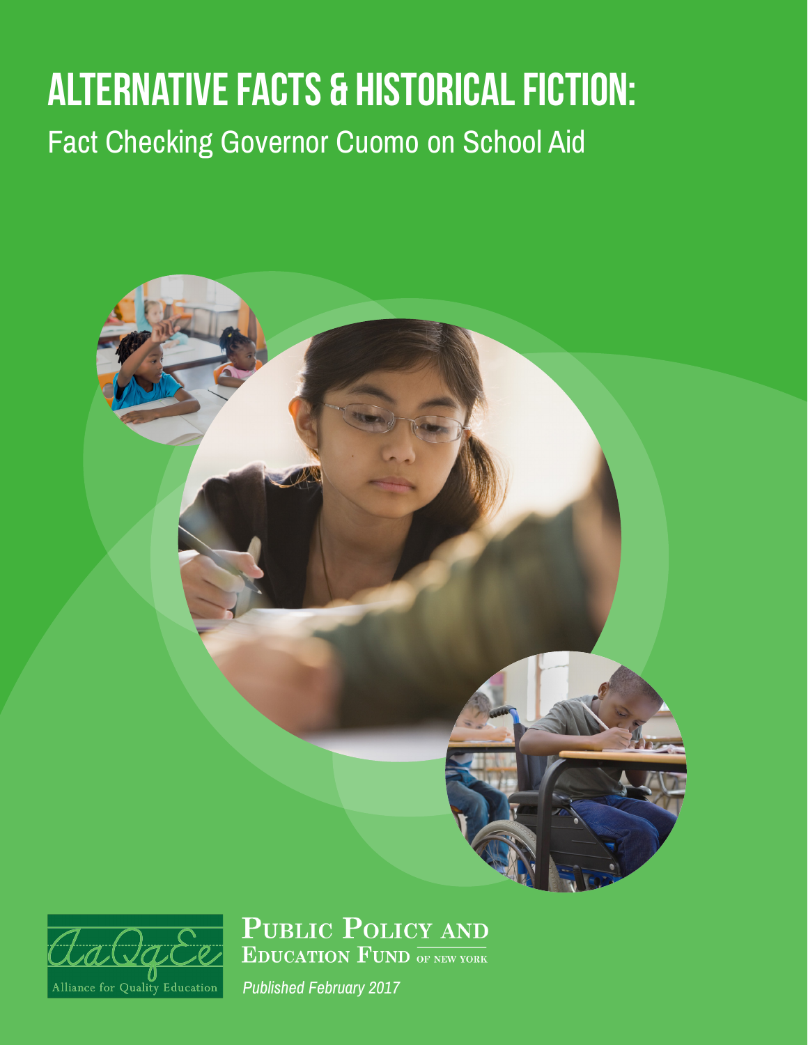# ALTERNATIVE FACTS & HISTORICAL FICTION:

## Fact Checking Governor Cuomo on School Aid

Alliance for Quality Education

Public Policy and Education Fund of New York

*Published February 2017*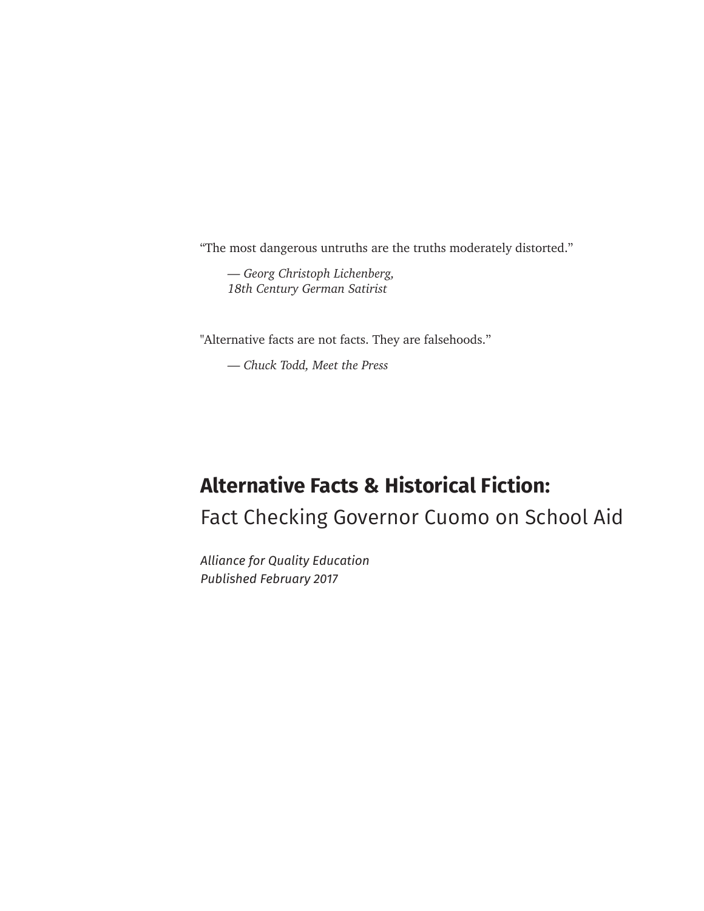"The most dangerous untruths are the truths moderately distorted."

> — *Georg Christoph Lichenberg,*
> *18th Century German Satirist*

"Alternative facts are not facts. They are falsehoods."

> — *Chuck Todd, Meet the Press*

# **Alternative Facts & Historical Fiction:**

## Fact Checking Governor Cuomo on School Aid

*Alliance for Quality Education*
*Published February 2017*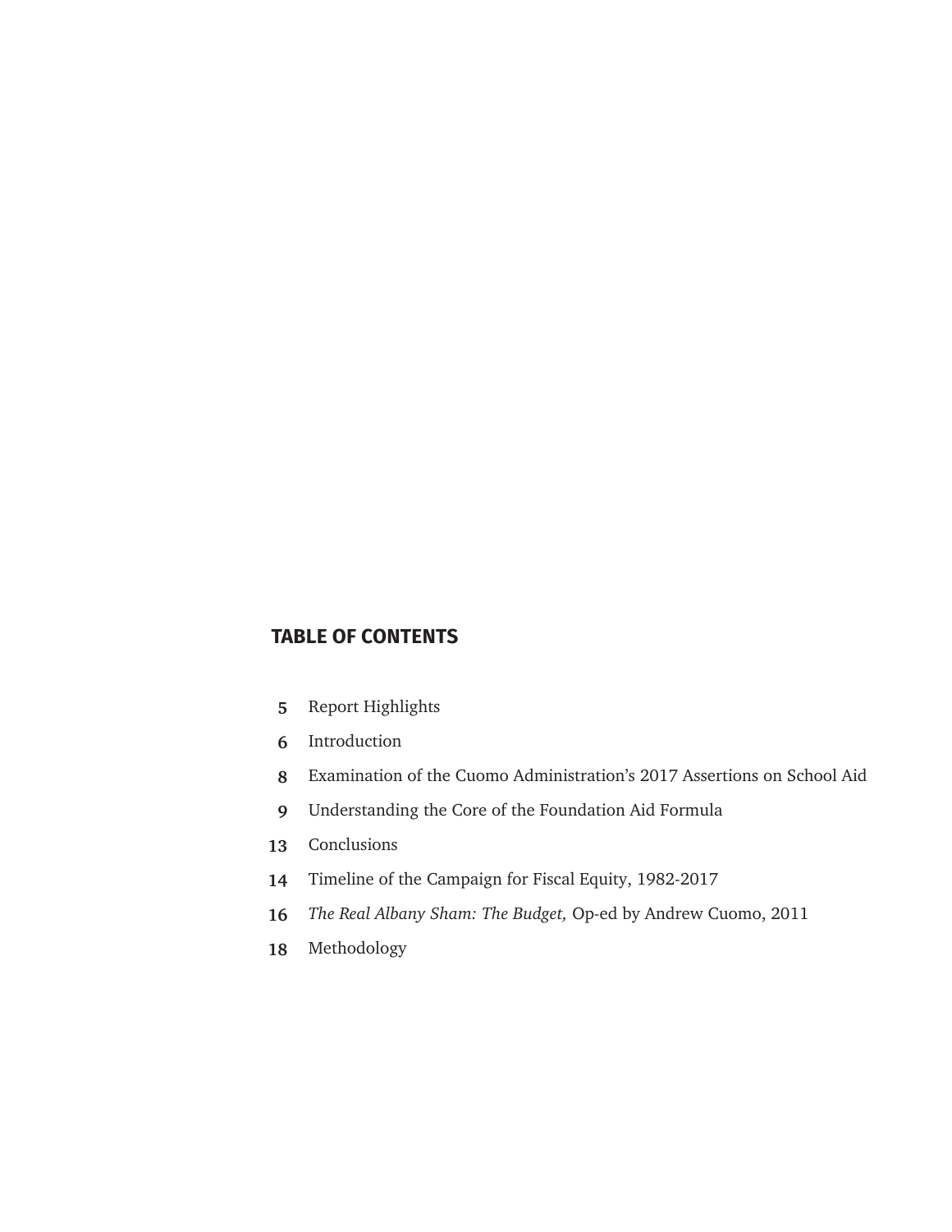## TABLE OF CONTENTS

| | |
|---|---|
| 5 | Report Highlights |
| 6 | Introduction |
| 8 | Examination of the Cuomo Administration's 2017 Assertions on School Aid |
| 9 | Understanding the Core of the Foundation Aid Formula |
| 13 | Conclusions |
| 14 | Timeline of the Campaign for Fiscal Equity, 1982-2017 |
| 16 | *The Real Albany Sham: The Budget,* Op-ed by Andrew Cuomo, 2011 |
| 18 | Methodology |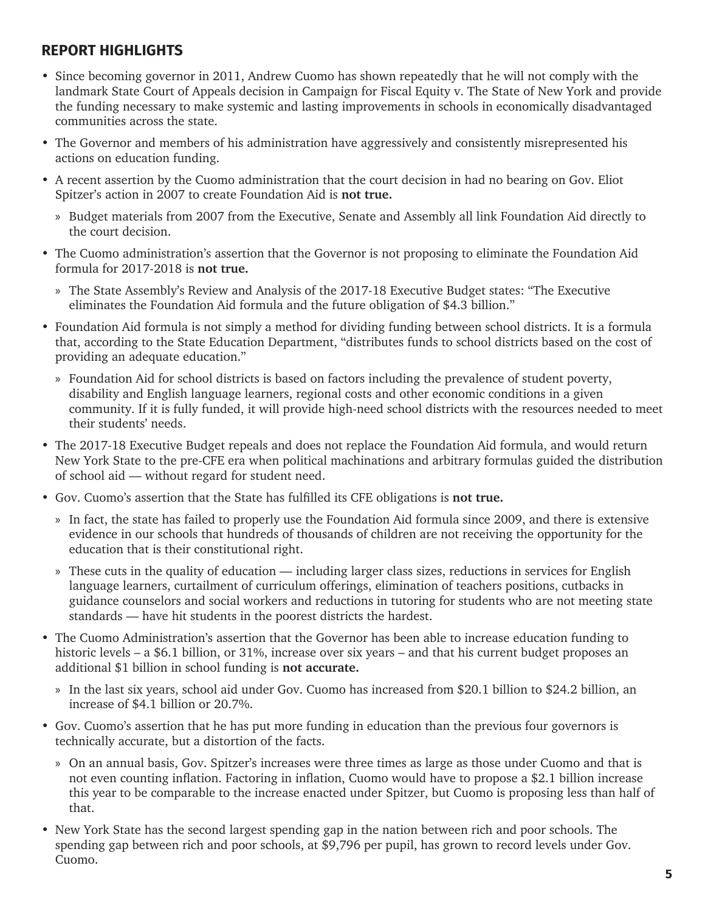## REPORT HIGHLIGHTS

- Since becoming governor in 2011, Andrew Cuomo has shown repeatedly that he will not comply with the landmark State Court of Appeals decision in Campaign for Fiscal Equity v. The State of New York and provide the funding necessary to make systemic and lasting improvements in schools in economically disadvantaged communities across the state.
- The Governor and members of his administration have aggressively and consistently misrepresented his actions on education funding.
- A recent assertion by the Cuomo administration that the court decision in had no bearing on Gov. Eliot Spitzer's action in 2007 to create Foundation Aid is **not true.**
  - Budget materials from 2007 from the Executive, Senate and Assembly all link Foundation Aid directly to the court decision.
- The Cuomo administration's assertion that the Governor is not proposing to eliminate the Foundation Aid formula for 2017-2018 is **not true.**
  - The State Assembly's Review and Analysis of the 2017-18 Executive Budget states: "The Executive eliminates the Foundation Aid formula and the future obligation of $4.3 billion."
- Foundation Aid formula is not simply a method for dividing funding between school districts. It is a formula that, according to the State Education Department, "distributes funds to school districts based on the cost of providing an adequate education."
  - Foundation Aid for school districts is based on factors including the prevalence of student poverty, disability and English language learners, regional costs and other economic conditions in a given community. If it is fully funded, it will provide high-need school districts with the resources needed to meet their students' needs.
- The 2017-18 Executive Budget repeals and does not replace the Foundation Aid formula, and would return New York State to the pre-CFE era when political machinations and arbitrary formulas guided the distribution of school aid — without regard for student need.
- Gov. Cuomo's assertion that the State has fulfilled its CFE obligations is **not true.**
  - In fact, the state has failed to properly use the Foundation Aid formula since 2009, and there is extensive evidence in our schools that hundreds of thousands of children are not receiving the opportunity for the education that is their constitutional right.
  - These cuts in the quality of education — including larger class sizes, reductions in services for English language learners, curtailment of curriculum offerings, elimination of teachers positions, cutbacks in guidance counselors and social workers and reductions in tutoring for students who are not meeting state standards — have hit students in the poorest districts the hardest.
- The Cuomo Administration's assertion that the Governor has been able to increase education funding to historic levels – a $6.1 billion, or 31%, increase over six years – and that his current budget proposes an additional $1 billion in school funding is **not accurate.**
  - In the last six years, school aid under Gov. Cuomo has increased from $20.1 billion to $24.2 billion, an increase of $4.1 billion or 20.7%.
- Gov. Cuomo's assertion that he has put more funding in education than the previous four governors is technically accurate, but a distortion of the facts.
  - On an annual basis, Gov. Spitzer's increases were three times as large as those under Cuomo and that is not even counting inflation. Factoring in inflation, Cuomo would have to propose a $2.1 billion increase this year to be comparable to the increase enacted under Spitzer, but Cuomo is proposing less than half of that.
- New York State has the second largest spending gap in the nation between rich and poor schools. The spending gap between rich and poor schools, at $9,796 per pupil, has grown to record levels under Gov. Cuomo.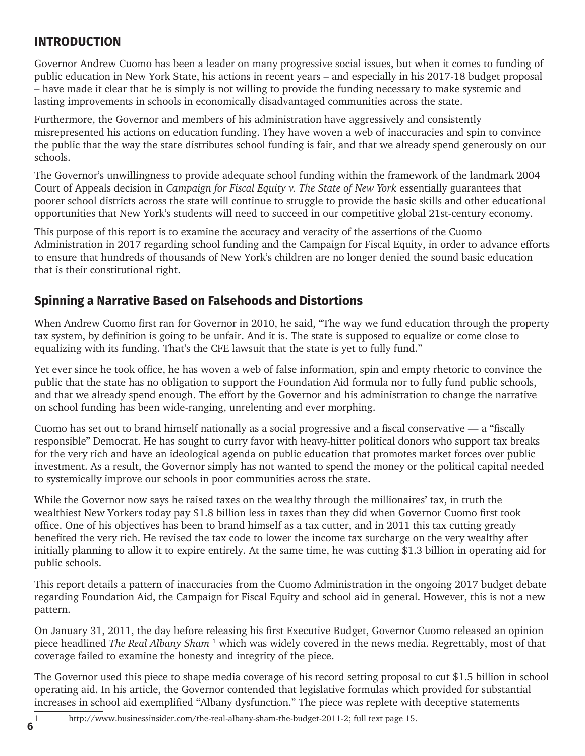## INTRODUCTION

Governor Andrew Cuomo has been a leader on many progressive social issues, but when it comes to funding of public education in New York State, his actions in recent years – and especially in his 2017-18 budget proposal – have made it clear that he is simply is not willing to provide the funding necessary to make systemic and lasting improvements in schools in economically disadvantaged communities across the state.

Furthermore, the Governor and members of his administration have aggressively and consistently misrepresented his actions on education funding. They have woven a web of inaccuracies and spin to convince the public that the way the state distributes school funding is fair, and that we already spend generously on our schools.

The Governor's unwillingness to provide adequate school funding within the framework of the landmark 2004 Court of Appeals decision in *Campaign for Fiscal Equity v. The State of New York* essentially guarantees that poorer school districts across the state will continue to struggle to provide the basic skills and other educational opportunities that New York's students will need to succeed in our competitive global 21st-century economy.

This purpose of this report is to examine the accuracy and veracity of the assertions of the Cuomo Administration in 2017 regarding school funding and the Campaign for Fiscal Equity, in order to advance efforts to ensure that hundreds of thousands of New York's children are no longer denied the sound basic education that is their constitutional right.

## Spinning a Narrative Based on Falsehoods and Distortions

When Andrew Cuomo first ran for Governor in 2010, he said, "The way we fund education through the property tax system, by definition is going to be unfair. And it is. The state is supposed to equalize or come close to equalizing with its funding. That's the CFE lawsuit that the state is yet to fully fund."

Yet ever since he took office, he has woven a web of false information, spin and empty rhetoric to convince the public that the state has no obligation to support the Foundation Aid formula nor to fully fund public schools, and that we already spend enough. The effort by the Governor and his administration to change the narrative on school funding has been wide-ranging, unrelenting and ever morphing.

Cuomo has set out to brand himself nationally as a social progressive and a fiscal conservative — a "fiscally responsible" Democrat. He has sought to curry favor with heavy-hitter political donors who support tax breaks for the very rich and have an ideological agenda on public education that promotes market forces over public investment. As a result, the Governor simply has not wanted to spend the money or the political capital needed to systemically improve our schools in poor communities across the state.

While the Governor now says he raised taxes on the wealthy through the millionaires' tax, in truth the wealthiest New Yorkers today pay $1.8 billion less in taxes than they did when Governor Cuomo first took office. One of his objectives has been to brand himself as a tax cutter, and in 2011 this tax cutting greatly benefited the very rich. He revised the tax code to lower the income tax surcharge on the very wealthy after initially planning to allow it to expire entirely. At the same time, he was cutting $1.3 billion in operating aid for public schools.

This report details a pattern of inaccuracies from the Cuomo Administration in the ongoing 2017 budget debate regarding Foundation Aid, the Campaign for Fiscal Equity and school aid in general. However, this is not a new pattern.

On January 31, 2011, the day before releasing his first Executive Budget, Governor Cuomo released an opinion piece headlined *The Real Albany Sham* [1] which was widely covered in the news media. Regrettably, most of that coverage failed to examine the honesty and integrity of the piece.

The Governor used this piece to shape media coverage of his record setting proposal to cut $1.5 billion in school operating aid. In his article, the Governor contended that legislative formulas which provided for substantial increases in school aid exemplified "Albany dysfunction." The piece was replete with deceptive statements

[1] http://www.businessinsider.com/the-real-albany-sham-the-budget-2011-2; full text page 15.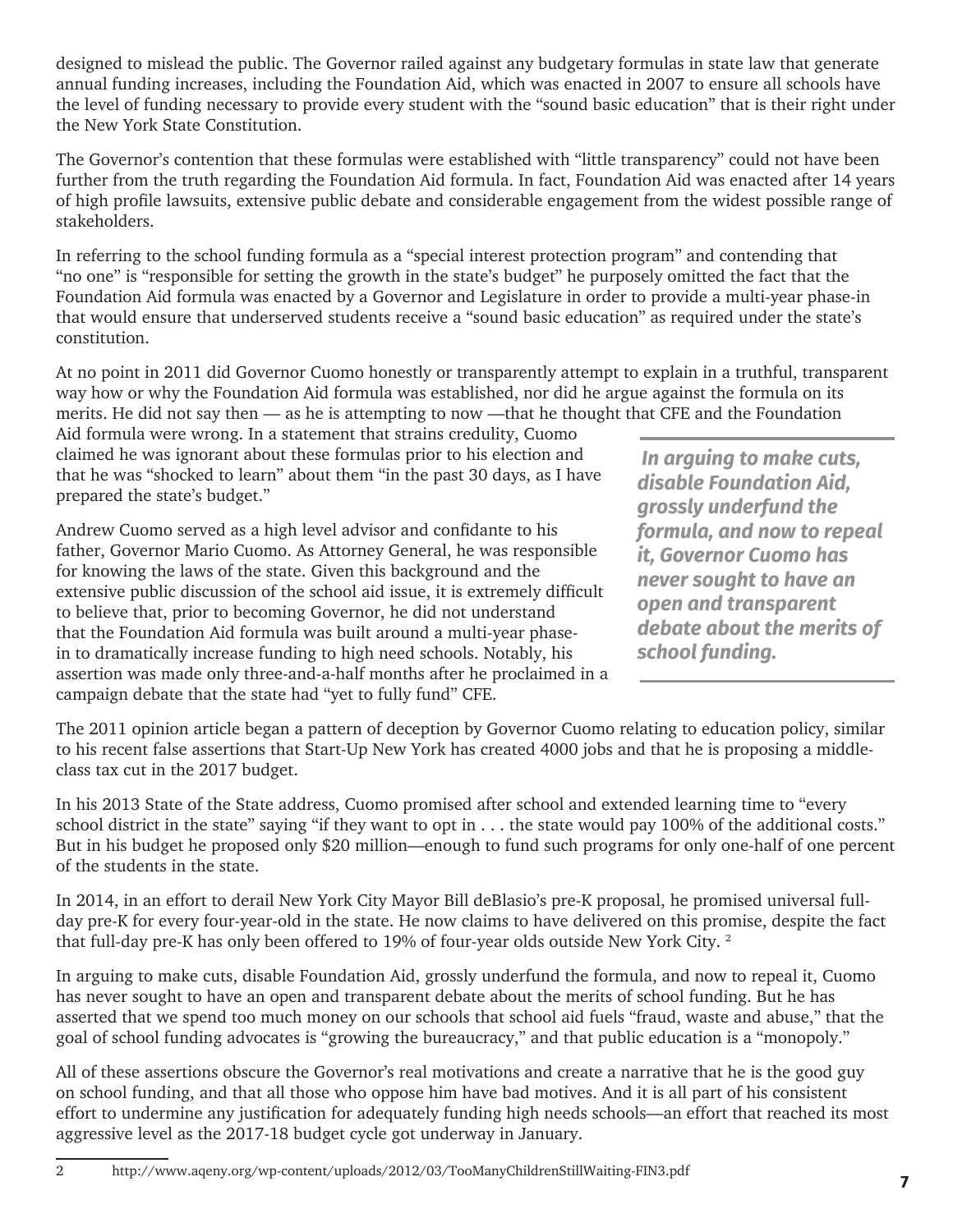designed to mislead the public. The Governor railed against any budgetary formulas in state law that generate annual funding increases, including the Foundation Aid, which was enacted in 2007 to ensure all schools have the level of funding necessary to provide every student with the "sound basic education" that is their right under the New York State Constitution.

The Governor's contention that these formulas were established with "little transparency" could not have been further from the truth regarding the Foundation Aid formula. In fact, Foundation Aid was enacted after 14 years of high profile lawsuits, extensive public debate and considerable engagement from the widest possible range of stakeholders.

In referring to the school funding formula as a "special interest protection program" and contending that "no one" is "responsible for setting the growth in the state's budget" he purposely omitted the fact that the Foundation Aid formula was enacted by a Governor and Legislature in order to provide a multi-year phase-in that would ensure that underserved students receive a "sound basic education" as required under the state's constitution.

At no point in 2011 did Governor Cuomo honestly or transparently attempt to explain in a truthful, transparent way how or why the Foundation Aid formula was established, nor did he argue against the formula on its merits. He did not say then — as he is attempting to now —that he thought that CFE and the Foundation Aid formula were wrong. In a statement that strains credulity, Cuomo claimed he was ignorant about these formulas prior to his election and that he was "shocked to learn" about them "in the past 30 days, as I have prepared the state's budget."

Andrew Cuomo served as a high level advisor and confidante to his father, Governor Mario Cuomo. As Attorney General, he was responsible for knowing the laws of the state. Given this background and the extensive public discussion of the school aid issue, it is extremely difficult to believe that, prior to becoming Governor, he did not understand that the Foundation Aid formula was built around a multi-year phase-in to dramatically increase funding to high need schools. Notably, his assertion was made only three-and-a-half months after he proclaimed in a campaign debate that the state had "yet to fully fund" CFE.

> ***In arguing to make cuts, disable Foundation Aid, grossly underfund the formula, and now to repeal it, Governor Cuomo has never sought to have an open and transparent debate about the merits of school funding.***

The 2011 opinion article began a pattern of deception by Governor Cuomo relating to education policy, similar to his recent false assertions that Start-Up New York has created 4000 jobs and that he is proposing a middle-class tax cut in the 2017 budget.

In his 2013 State of the State address, Cuomo promised after school and extended learning time to "every school district in the state" saying "if they want to opt in . . . the state would pay 100% of the additional costs." But in his budget he proposed only $20 million—enough to fund such programs for only one-half of one percent of the students in the state.

In 2014, in an effort to derail New York City Mayor Bill deBlasio's pre-K proposal, he promised universal full-day pre-K for every four-year-old in the state. He now claims to have delivered on this promise, despite the fact that full-day pre-K has only been offered to 19% of four-year olds outside New York City. [2]

In arguing to make cuts, disable Foundation Aid, grossly underfund the formula, and now to repeal it, Cuomo has never sought to have an open and transparent debate about the merits of school funding. But he has asserted that we spend too much money on our schools that school aid fuels "fraud, waste and abuse," that the goal of school funding advocates is "growing the bureaucracy," and that public education is a "monopoly."

All of these assertions obscure the Governor's real motivations and create a narrative that he is the good guy on school funding, and that all those who oppose him have bad motives. And it is all part of his consistent effort to undermine any justification for adequately funding high needs schools—an effort that reached its most aggressive level as the 2017-18 budget cycle got underway in January.

---

2 http://www.aqeny.org/wp-content/uploads/2012/03/TooManyChildrenStillWaiting-FIN3.pdf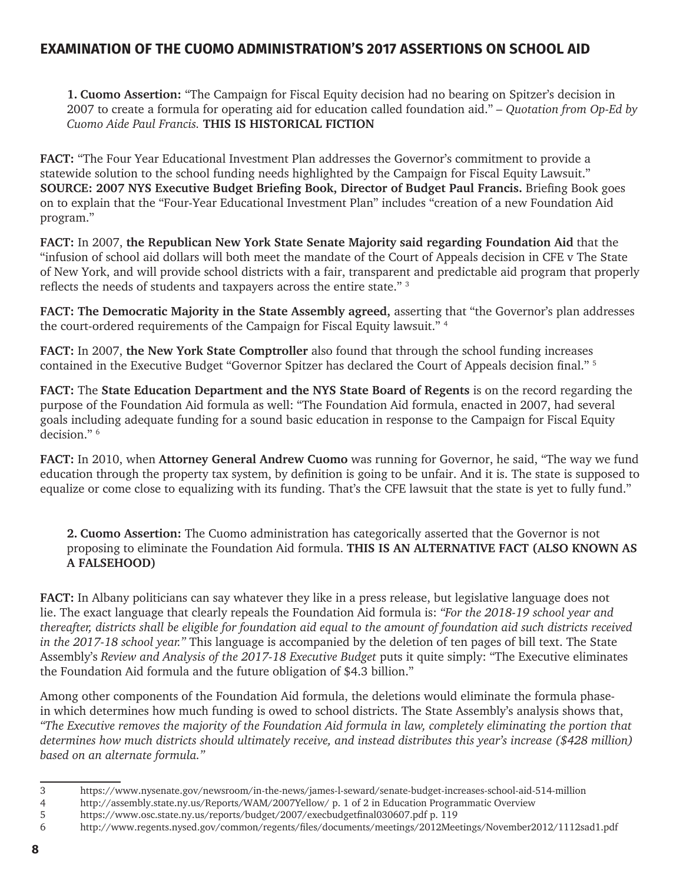## EXAMINATION OF THE CUOMO ADMINISTRATION'S 2017 ASSERTIONS ON SCHOOL AID

**1. Cuomo Assertion:** "The Campaign for Fiscal Equity decision had no bearing on Spitzer's decision in 2007 to create a formula for operating aid for education called foundation aid." – *Quotation from Op-Ed by Cuomo Aide Paul Francis.* **THIS IS HISTORICAL FICTION**

**FACT:** "The Four Year Educational Investment Plan addresses the Governor's commitment to provide a statewide solution to the school funding needs highlighted by the Campaign for Fiscal Equity Lawsuit." **SOURCE: 2007 NYS Executive Budget Briefing Book, Director of Budget Paul Francis.** Briefing Book goes on to explain that the "Four-Year Educational Investment Plan" includes "creation of a new Foundation Aid program."

**FACT:** In 2007, **the Republican New York State Senate Majority said regarding Foundation Aid** that the "infusion of school aid dollars will both meet the mandate of the Court of Appeals decision in CFE v The State of New York, and will provide school districts with a fair, transparent and predictable aid program that properly reflects the needs of students and taxpayers across the entire state." [3]

**FACT: The Democratic Majority in the State Assembly agreed,** asserting that "the Governor's plan addresses the court-ordered requirements of the Campaign for Fiscal Equity lawsuit." [4]

**FACT:** In 2007, **the New York State Comptroller** also found that through the school funding increases contained in the Executive Budget "Governor Spitzer has declared the Court of Appeals decision final." [5]

**FACT:** The **State Education Department and the NYS State Board of Regents** is on the record regarding the purpose of the Foundation Aid formula as well: "The Foundation Aid formula, enacted in 2007, had several goals including adequate funding for a sound basic education in response to the Campaign for Fiscal Equity decision." [6]

**FACT:** In 2010, when **Attorney General Andrew Cuomo** was running for Governor, he said, "The way we fund education through the property tax system, by definition is going to be unfair. And it is. The state is supposed to equalize or come close to equalizing with its funding. That's the CFE lawsuit that the state is yet to fully fund."

**2. Cuomo Assertion:** The Cuomo administration has categorically asserted that the Governor is not proposing to eliminate the Foundation Aid formula. **THIS IS AN ALTERNATIVE FACT (ALSO KNOWN AS A FALSEHOOD)**

**FACT:** In Albany politicians can say whatever they like in a press release, but legislative language does not lie. The exact language that clearly repeals the Foundation Aid formula is: *"For the 2018-19 school year and thereafter, districts shall be eligible for foundation aid equal to the amount of foundation aid such districts received in the 2017-18 school year."* This language is accompanied by the deletion of ten pages of bill text. The State Assembly's *Review and Analysis of the 2017-18 Executive Budget* puts it quite simply: "The Executive eliminates the Foundation Aid formula and the future obligation of $4.3 billion."

Among other components of the Foundation Aid formula, the deletions would eliminate the formula phase-in which determines how much funding is owed to school districts. The State Assembly's analysis shows that, *"The Executive removes the majority of the Foundation Aid formula in law, completely eliminating the portion that determines how much districts should ultimately receive, and instead distributes this year's increase ($428 million) based on an alternate formula."*

---

3 https://www.nysenate.gov/newsroom/in-the-news/james-l-seward/senate-budget-increases-school-aid-514-million

4 http://assembly.state.ny.us/Reports/WAM/2007Yellow/ p. 1 of 2 in Education Programmatic Overview

5 https://www.osc.state.ny.us/reports/budget/2007/execbudgetfinal030607.pdf p. 119

6 http://www.regents.nysed.gov/common/regents/files/documents/meetings/2012Meetings/November2012/1112sad1.pdf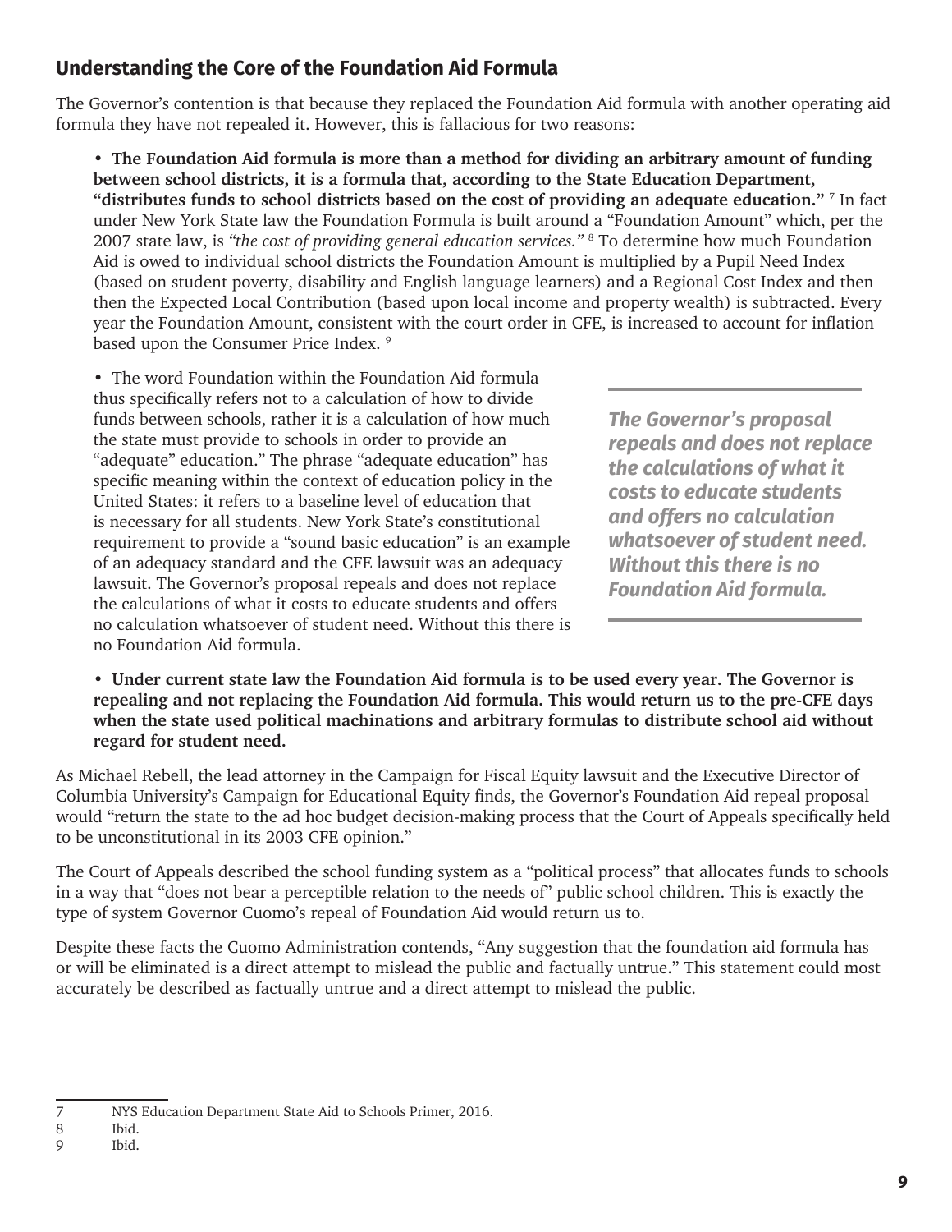## Understanding the Core of the Foundation Aid Formula

The Governor's contention is that because they replaced the Foundation Aid formula with another operating aid formula they have not repealed it. However, this is fallacious for two reasons:

- **The Foundation Aid formula is more than a method for dividing an arbitrary amount of funding between school districts, it is a formula that, according to the State Education Department, "distributes funds to school districts based on the cost of providing an adequate education."** [7] In fact under New York State law the Foundation Formula is built around a "Foundation Amount" which, per the 2007 state law, is *"the cost of providing general education services."* [8] To determine how much Foundation Aid is owed to individual school districts the Foundation Amount is multiplied by a Pupil Need Index (based on student poverty, disability and English language learners) and a Regional Cost Index and then then the Expected Local Contribution (based upon local income and property wealth) is subtracted. Every year the Foundation Amount, consistent with the court order in CFE, is increased to account for inflation based upon the Consumer Price Index. [9]

- The word Foundation within the Foundation Aid formula thus specifically refers not to a calculation of how to divide funds between schools, rather it is a calculation of how much the state must provide to schools in order to provide an "adequate" education." The phrase "adequate education" has specific meaning within the context of education policy in the United States: it refers to a baseline level of education that is necessary for all students. New York State's constitutional requirement to provide a "sound basic education" is an example of an adequacy standard and the CFE lawsuit was an adequacy lawsuit. The Governor's proposal repeals and does not replace the calculations of what it costs to educate students and offers no calculation whatsoever of student need. Without this there is no Foundation Aid formula.

> ***The Governor's proposal repeals and does not replace the calculations of what it costs to educate students and offers no calculation whatsoever of student need. Without this there is no Foundation Aid formula.***

- **Under current state law the Foundation Aid formula is to be used every year. The Governor is repealing and not replacing the Foundation Aid formula. This would return us to the pre-CFE days when the state used political machinations and arbitrary formulas to distribute school aid without regard for student need.**

As Michael Rebell, the lead attorney in the Campaign for Fiscal Equity lawsuit and the Executive Director of Columbia University's Campaign for Educational Equity finds, the Governor's Foundation Aid repeal proposal would "return the state to the ad hoc budget decision-making process that the Court of Appeals specifically held to be unconstitutional in its 2003 CFE opinion."

The Court of Appeals described the school funding system as a "political process" that allocates funds to schools in a way that "does not bear a perceptible relation to the needs of" public school children. This is exactly the type of system Governor Cuomo's repeal of Foundation Aid would return us to.

Despite these facts the Cuomo Administration contends, "Any suggestion that the foundation aid formula has or will be eliminated is a direct attempt to mislead the public and factually untrue." This statement could most accurately be described as factually untrue and a direct attempt to mislead the public.

---

7 NYS Education Department State Aid to Schools Primer, 2016.

8 Ibid.

9 Ibid.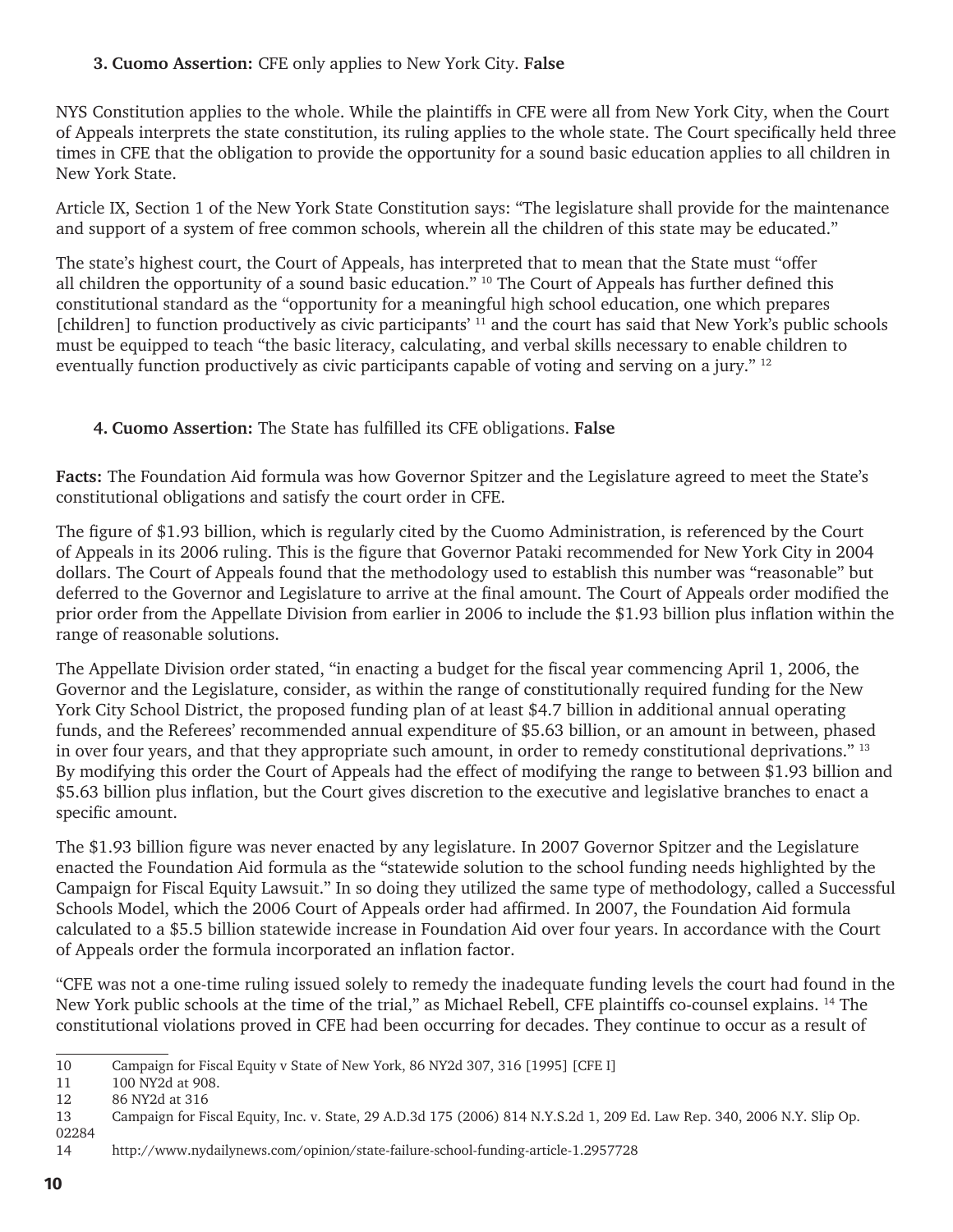**3. Cuomo Assertion:** CFE only applies to New York City. **False**

NYS Constitution applies to the whole. While the plaintiffs in CFE were all from New York City, when the Court of Appeals interprets the state constitution, its ruling applies to the whole state. The Court specifically held three times in CFE that the obligation to provide the opportunity for a sound basic education applies to all children in New York State.

Article IX, Section 1 of the New York State Constitution says: "The legislature shall provide for the maintenance and support of a system of free common schools, wherein all the children of this state may be educated."

The state's highest court, the Court of Appeals, has interpreted that to mean that the State must "offer all children the opportunity of a sound basic education." [10] The Court of Appeals has further defined this constitutional standard as the "opportunity for a meaningful high school education, one which prepares [children] to function productively as civic participants' [11] and the court has said that New York's public schools must be equipped to teach "the basic literacy, calculating, and verbal skills necessary to enable children to eventually function productively as civic participants capable of voting and serving on a jury." [12]

**4. Cuomo Assertion:** The State has fulfilled its CFE obligations. **False**

**Facts:** The Foundation Aid formula was how Governor Spitzer and the Legislature agreed to meet the State's constitutional obligations and satisfy the court order in CFE.

The figure of $1.93 billion, which is regularly cited by the Cuomo Administration, is referenced by the Court of Appeals in its 2006 ruling. This is the figure that Governor Pataki recommended for New York City in 2004 dollars. The Court of Appeals found that the methodology used to establish this number was "reasonable" but deferred to the Governor and Legislature to arrive at the final amount. The Court of Appeals order modified the prior order from the Appellate Division from earlier in 2006 to include the $1.93 billion plus inflation within the range of reasonable solutions.

The Appellate Division order stated, "in enacting a budget for the fiscal year commencing April 1, 2006, the Governor and the Legislature, consider, as within the range of constitutionally required funding for the New York City School District, the proposed funding plan of at least $4.7 billion in additional annual operating funds, and the Referees' recommended annual expenditure of $5.63 billion, or an amount in between, phased in over four years, and that they appropriate such amount, in order to remedy constitutional deprivations." [13] By modifying this order the Court of Appeals had the effect of modifying the range to between $1.93 billion and $5.63 billion plus inflation, but the Court gives discretion to the executive and legislative branches to enact a specific amount.

The $1.93 billion figure was never enacted by any legislature. In 2007 Governor Spitzer and the Legislature enacted the Foundation Aid formula as the "statewide solution to the school funding needs highlighted by the Campaign for Fiscal Equity Lawsuit." In so doing they utilized the same type of methodology, called a Successful Schools Model, which the 2006 Court of Appeals order had affirmed. In 2007, the Foundation Aid formula calculated to a $5.5 billion statewide increase in Foundation Aid over four years. In accordance with the Court of Appeals order the formula incorporated an inflation factor.

"CFE was not a one-time ruling issued solely to remedy the inadequate funding levels the court had found in the New York public schools at the time of the trial," as Michael Rebell, CFE plaintiffs co-counsel explains. [14] The constitutional violations proved in CFE had been occurring for decades. They continue to occur as a result of

---

10 Campaign for Fiscal Equity v State of New York, 86 NY2d 307, 316 [1995] [CFE I]

11 100 NY2d at 908.

12 86 NY2d at 316

13 Campaign for Fiscal Equity, Inc. v. State, 29 A.D.3d 175 (2006) 814 N.Y.S.2d 1, 209 Ed. Law Rep. 340, 2006 N.Y. Slip Op. 02284

14 http://www.nydailynews.com/opinion/state-failure-school-funding-article-1.2957728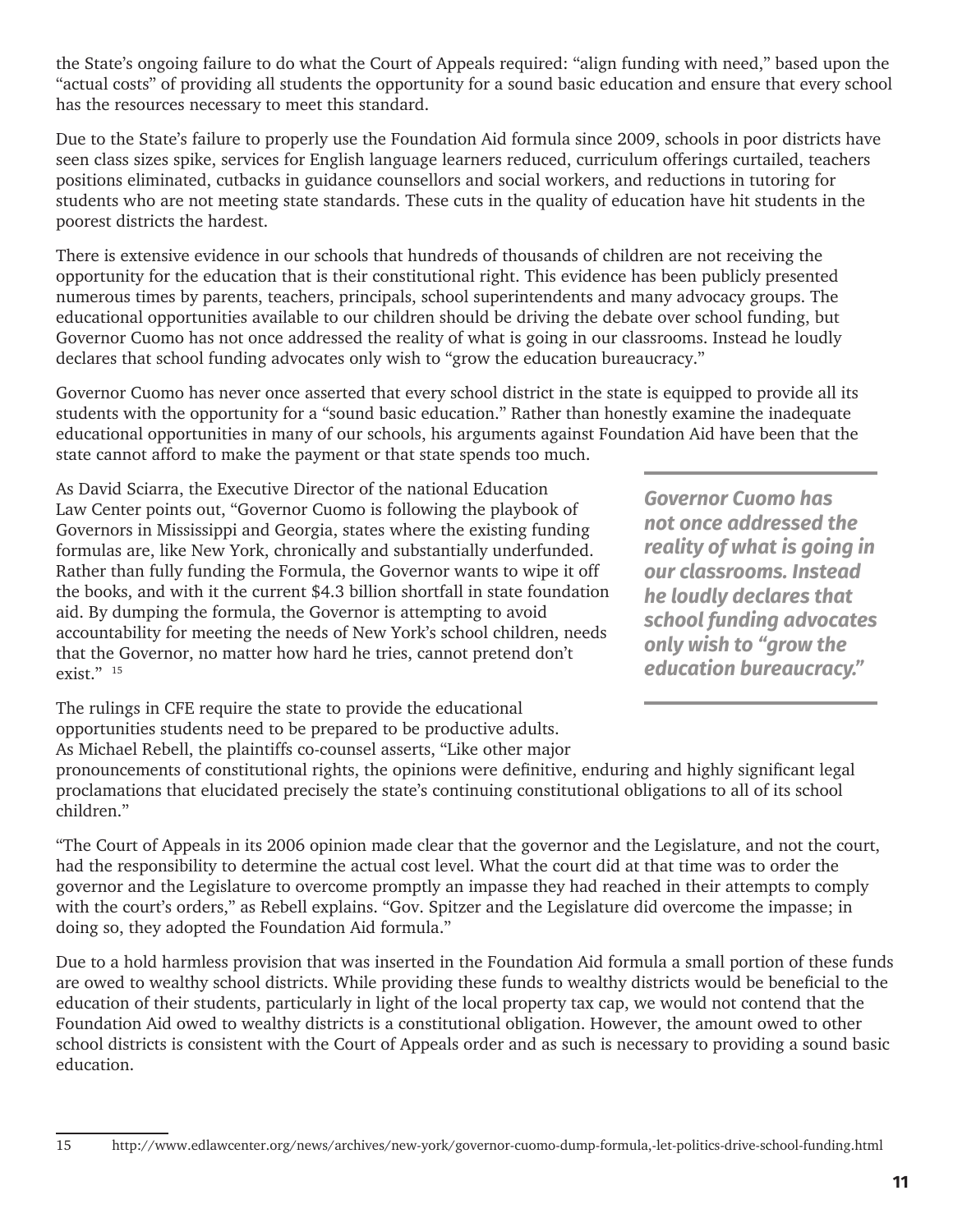the State's ongoing failure to do what the Court of Appeals required: "align funding with need," based upon the "actual costs" of providing all students the opportunity for a sound basic education and ensure that every school has the resources necessary to meet this standard.

Due to the State's failure to properly use the Foundation Aid formula since 2009, schools in poor districts have seen class sizes spike, services for English language learners reduced, curriculum offerings curtailed, teachers positions eliminated, cutbacks in guidance counsellors and social workers, and reductions in tutoring for students who are not meeting state standards. These cuts in the quality of education have hit students in the poorest districts the hardest.

There is extensive evidence in our schools that hundreds of thousands of children are not receiving the opportunity for the education that is their constitutional right. This evidence has been publicly presented numerous times by parents, teachers, principals, school superintendents and many advocacy groups. The educational opportunities available to our children should be driving the debate over school funding, but Governor Cuomo has not once addressed the reality of what is going in our classrooms. Instead he loudly declares that school funding advocates only wish to "grow the education bureaucracy."

Governor Cuomo has never once asserted that every school district in the state is equipped to provide all its students with the opportunity for a "sound basic education." Rather than honestly examine the inadequate educational opportunities in many of our schools, his arguments against Foundation Aid have been that the state cannot afford to make the payment or that state spends too much.

As David Sciarra, the Executive Director of the national Education Law Center points out, "Governor Cuomo is following the playbook of Governors in Mississippi and Georgia, states where the existing funding formulas are, like New York, chronically and substantially underfunded. Rather than fully funding the Formula, the Governor wants to wipe it off the books, and with it the current $4.3 billion shortfall in state foundation aid. By dumping the formula, the Governor is attempting to avoid accountability for meeting the needs of New York's school children, needs that the Governor, no matter how hard he tries, cannot pretend don't exist." [15]

> ***Governor Cuomo has not once addressed the reality of what is going in our classrooms. Instead he loudly declares that school funding advocates only wish to "grow the education bureaucracy."***

The rulings in CFE require the state to provide the educational opportunities students need to be prepared to be productive adults. As Michael Rebell, the plaintiffs co-counsel asserts, "Like other major pronouncements of constitutional rights, the opinions were definitive, enduring and highly significant legal proclamations that elucidated precisely the state's continuing constitutional obligations to all of its school children."

"The Court of Appeals in its 2006 opinion made clear that the governor and the Legislature, and not the court, had the responsibility to determine the actual cost level. What the court did at that time was to order the governor and the Legislature to overcome promptly an impasse they had reached in their attempts to comply with the court's orders," as Rebell explains. "Gov. Spitzer and the Legislature did overcome the impasse; in doing so, they adopted the Foundation Aid formula."

Due to a hold harmless provision that was inserted in the Foundation Aid formula a small portion of these funds are owed to wealthy school districts. While providing these funds to wealthy districts would be beneficial to the education of their students, particularly in light of the local property tax cap, we would not contend that the Foundation Aid owed to wealthy districts is a constitutional obligation. However, the amount owed to other school districts is consistent with the Court of Appeals order and as such is necessary to providing a sound basic education.

---

15 http://www.edlawcenter.org/news/archives/new-york/governor-cuomo-dump-formula,-let-politics-drive-school-funding.html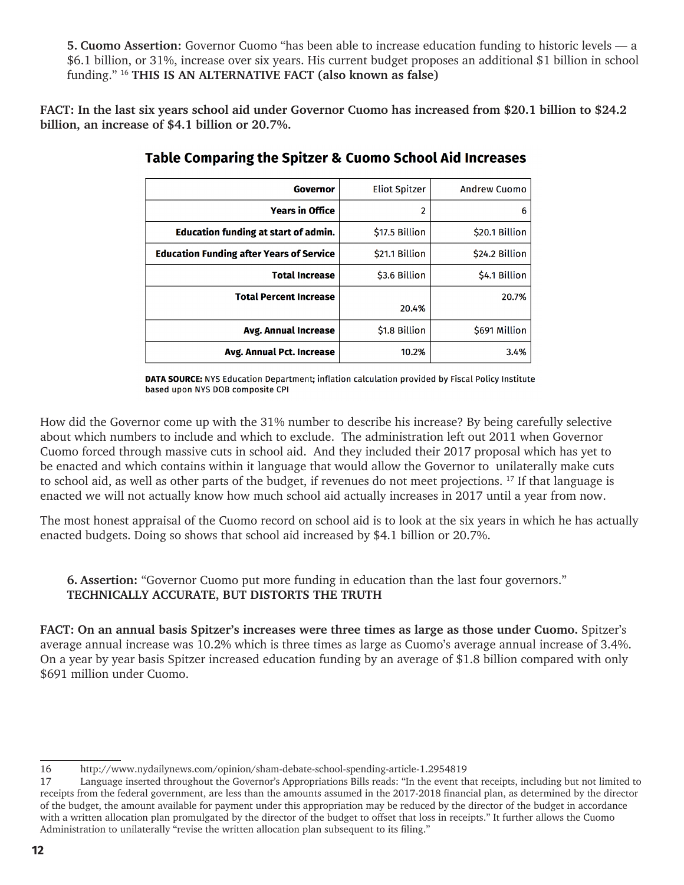**5. Cuomo Assertion:** Governor Cuomo "has been able to increase education funding to historic levels — a $6.1 billion, or 31%, increase over six years. His current budget proposes an additional $1 billion in school funding." [16] **THIS IS AN ALTERNATIVE FACT (also known as false)**

**FACT: In the last six years school aid under Governor Cuomo has increased from $20.1 billion to $24.2 billion, an increase of $4.1 billion or 20.7%.**

## Table Comparing the Spitzer & Cuomo School Aid Increases

| Governor | Eliot Spitzer | Andrew Cuomo |
|---|---|---|
| Years in Office | 2 | 6 |
| Education funding at start of admin. | $17.5 Billion | $20.1 Billion |
| Education Funding after Years of Service | $21.1 Billion | $24.2 Billion |
| Total Increase | $3.6 Billion | $4.1 Billion |
| Total Percent Increase | 20.4% | 20.7% |
| Avg. Annual Increase | $1.8 Billion | $691 Million |
| Avg. Annual Pct. Increase | 10.2% | 3.4% |

**DATA SOURCE:** NYS Education Department; inflation calculation provided by Fiscal Policy Institute based upon NYS DOB composite CPI

How did the Governor come up with the 31% number to describe his increase? By being carefully selective about which numbers to include and which to exclude. The administration left out 2011 when Governor Cuomo forced through massive cuts in school aid. And they included their 2017 proposal which has yet to be enacted and which contains within it language that would allow the Governor to unilaterally make cuts to school aid, as well as other parts of the budget, if revenues do not meet projections. [17] If that language is enacted we will not actually know how much school aid actually increases in 2017 until a year from now.

The most honest appraisal of the Cuomo record on school aid is to look at the six years in which he has actually enacted budgets. Doing so shows that school aid increased by $4.1 billion or 20.7%.

**6. Assertion:** "Governor Cuomo put more funding in education than the last four governors." **TECHNICALLY ACCURATE, BUT DISTORTS THE TRUTH**

**FACT: On an annual basis Spitzer's increases were three times as large as those under Cuomo.** Spitzer's average annual increase was 10.2% which is three times as large as Cuomo's average annual increase of 3.4%. On a year by year basis Spitzer increased education funding by an average of $1.8 billion compared with only $691 million under Cuomo.

---

16 http://www.nydailynews.com/opinion/sham-debate-school-spending-article-1.2954819

17 Language inserted throughout the Governor's Appropriations Bills reads: "In the event that receipts, including but not limited to receipts from the federal government, are less than the amounts assumed in the 2017-2018 financial plan, as determined by the director of the budget, the amount available for payment under this appropriation may be reduced by the director of the budget in accordance with a written allocation plan promulgated by the director of the budget to offset that loss in receipts." It further allows the Cuomo Administration to unilaterally "revise the written allocation plan subsequent to its filing."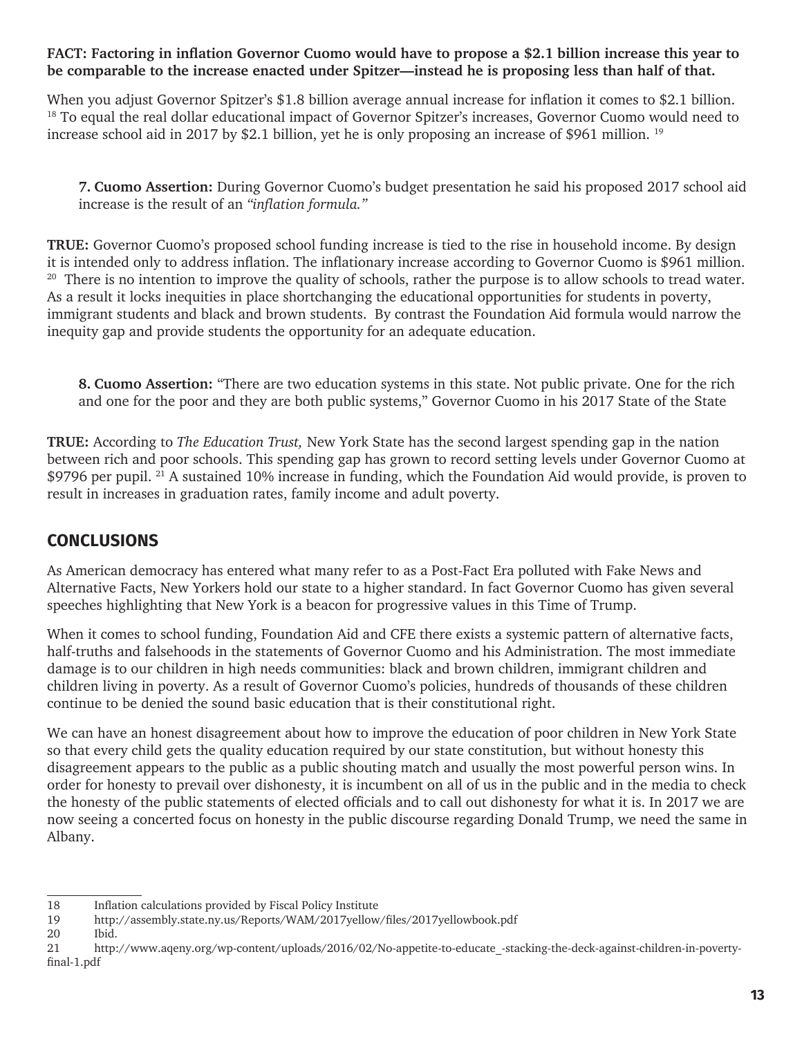**FACT: Factoring in inflation Governor Cuomo would have to propose a $2.1 billion increase this year to be comparable to the increase enacted under Spitzer—instead he is proposing less than half of that.**

When you adjust Governor Spitzer's $1.8 billion average annual increase for inflation it comes to $2.1 billion. [18] To equal the real dollar educational impact of Governor Spitzer's increases, Governor Cuomo would need to increase school aid in 2017 by $2.1 billion, yet he is only proposing an increase of $961 million. [19]

> **7. Cuomo Assertion:** During Governor Cuomo's budget presentation he said his proposed 2017 school aid increase is the result of an *"inflation formula."*

**TRUE:** Governor Cuomo's proposed school funding increase is tied to the rise in household income. By design it is intended only to address inflation. The inflationary increase according to Governor Cuomo is $961 million. [20] There is no intention to improve the quality of schools, rather the purpose is to allow schools to tread water. As a result it locks inequities in place shortchanging the educational opportunities for students in poverty, immigrant students and black and brown students. By contrast the Foundation Aid formula would narrow the inequity gap and provide students the opportunity for an adequate education.

> **8. Cuomo Assertion:** "There are two education systems in this state. Not public private. One for the rich and one for the poor and they are both public systems," Governor Cuomo in his 2017 State of the State

**TRUE:** According to *The Education Trust,* New York State has the second largest spending gap in the nation between rich and poor schools. This spending gap has grown to record setting levels under Governor Cuomo at $9796 per pupil. [21] A sustained 10% increase in funding, which the Foundation Aid would provide, is proven to result in increases in graduation rates, family income and adult poverty.

## CONCLUSIONS

As American democracy has entered what many refer to as a Post-Fact Era polluted with Fake News and Alternative Facts, New Yorkers hold our state to a higher standard. In fact Governor Cuomo has given several speeches highlighting that New York is a beacon for progressive values in this Time of Trump.

When it comes to school funding, Foundation Aid and CFE there exists a systemic pattern of alternative facts, half-truths and falsehoods in the statements of Governor Cuomo and his Administration. The most immediate damage is to our children in high needs communities: black and brown children, immigrant children and children living in poverty. As a result of Governor Cuomo's policies, hundreds of thousands of these children continue to be denied the sound basic education that is their constitutional right.

We can have an honest disagreement about how to improve the education of poor children in New York State so that every child gets the quality education required by our state constitution, but without honesty this disagreement appears to the public as a public shouting match and usually the most powerful person wins. In order for honesty to prevail over dishonesty, it is incumbent on all of us in the public and in the media to check the honesty of the public statements of elected officials and to call out dishonesty for what it is. In 2017 we are now seeing a concerted focus on honesty in the public discourse regarding Donald Trump, we need the same in Albany.

---

18 Inflation calculations provided by Fiscal Policy Institute

19 http://assembly.state.ny.us/Reports/WAM/2017yellow/files/2017yellowbook.pdf

20 Ibid.

21 http://www.aqeny.org/wp-content/uploads/2016/02/No-appetite-to-educate_-stacking-the-deck-against-children-in-poverty-final-1.pdf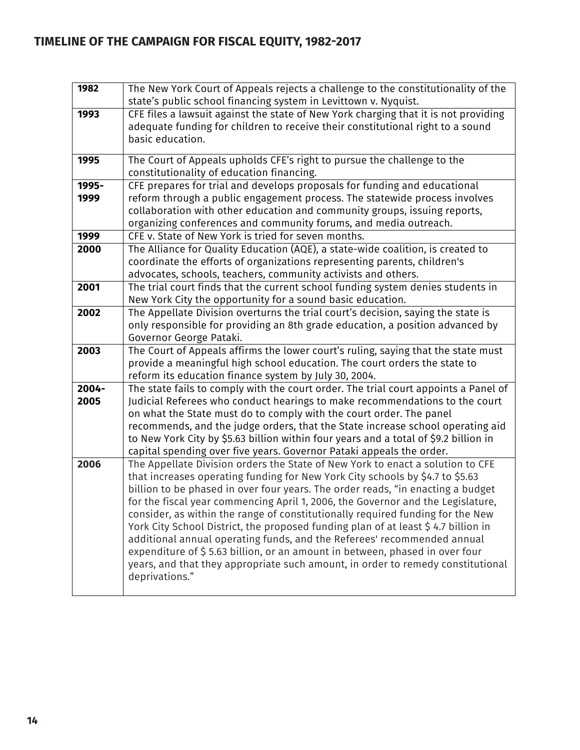## TIMELINE OF THE CAMPAIGN FOR FISCAL EQUITY, 1982-2017

| Year | Event |
|---|---|
| **1982** | The New York Court of Appeals rejects a challenge to the constitutionality of the state's public school financing system in Levittown v. Nyquist. |
| **1993** | CFE files a lawsuit against the state of New York charging that it is not providing adequate funding for children to receive their constitutional right to a sound basic education. |
| **1995** | The Court of Appeals upholds CFE's right to pursue the challenge to the constitutionality of education financing. |
| **1995-1999** | CFE prepares for trial and develops proposals for funding and educational reform through a public engagement process. The statewide process involves collaboration with other education and community groups, issuing reports, organizing conferences and community forums, and media outreach. |
| **1999** | CFE v. State of New York is tried for seven months. |
| **2000** | The Alliance for Quality Education (AQE), a state-wide coalition, is created to coordinate the efforts of organizations representing parents, children's advocates, schools, teachers, community activists and others. |
| **2001** | The trial court finds that the current school funding system denies students in New York City the opportunity for a sound basic education. |
| **2002** | The Appellate Division overturns the trial court's decision, saying the state is only responsible for providing an 8th grade education, a position advanced by Governor George Pataki. |
| **2003** | The Court of Appeals affirms the lower court's ruling, saying that the state must provide a meaningful high school education. The court orders the state to reform its education finance system by July 30, 2004. |
| **2004-2005** | The state fails to comply with the court order. The trial court appoints a Panel of Judicial Referees who conduct hearings to make recommendations to the court on what the State must do to comply with the court order. The panel recommends, and the judge orders, that the State increase school operating aid to New York City by $5.63 billion within four years and a total of $9.2 billion in capital spending over five years. Governor Pataki appeals the order. |
| **2006** | The Appellate Division orders the State of New York to enact a solution to CFE that increases operating funding for New York City schools by $4.7 to $5.63 billion to be phased in over four years. The order reads, "in enacting a budget for the fiscal year commencing April 1, 2006, the Governor and the Legislature, consider, as within the range of constitutionally required funding for the New York City School District, the proposed funding plan of at least $ 4.7 billion in additional annual operating funds, and the Referees' recommended annual expenditure of $ 5.63 billion, or an amount in between, phased in over four years, and that they appropriate such amount, in order to remedy constitutional deprivations." |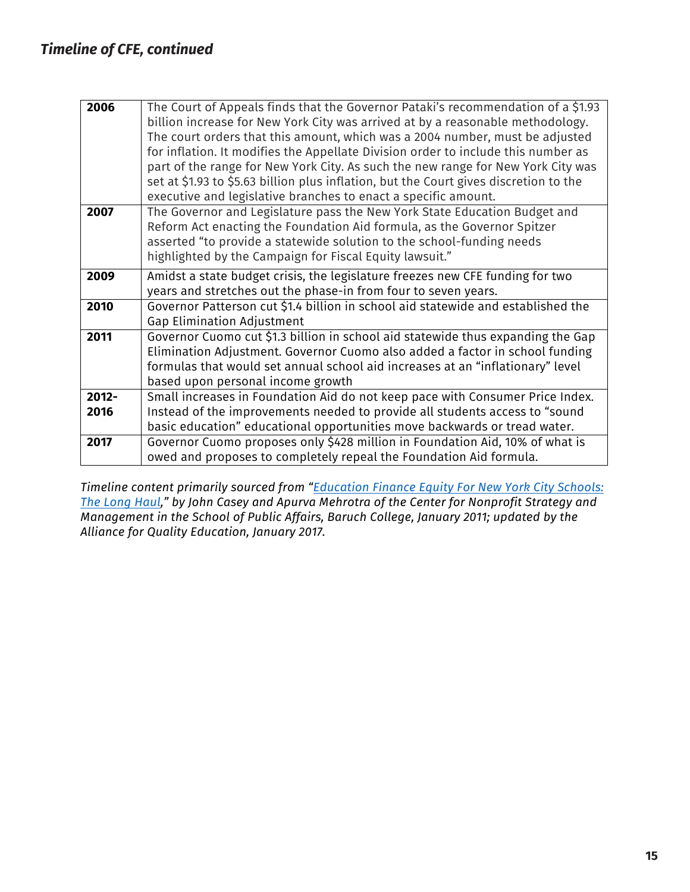### *Timeline of CFE, continued*

| | |
|---|---|
| **2006** | The Court of Appeals finds that the Governor Pataki's recommendation of a $1.93 billion increase for New York City was arrived at by a reasonable methodology. The court orders that this amount, which was a 2004 number, must be adjusted for inflation. It modifies the Appellate Division order to include this number as part of the range for New York City. As such the new range for New York City was set at $1.93 to $5.63 billion plus inflation, but the Court gives discretion to the executive and legislative branches to enact a specific amount. |
| **2007** | The Governor and Legislature pass the New York State Education Budget and Reform Act enacting the Foundation Aid formula, as the Governor Spitzer asserted "to provide a statewide solution to the school-funding needs highlighted by the Campaign for Fiscal Equity lawsuit." |
| **2009** | Amidst a state budget crisis, the legislature freezes new CFE funding for two years and stretches out the phase-in from four to seven years. |
| **2010** | Governor Patterson cut $1.4 billion in school aid statewide and established the Gap Elimination Adjustment |
| **2011** | Governor Cuomo cut $1.3 billion in school aid statewide thus expanding the Gap Elimination Adjustment. Governor Cuomo also added a factor in school funding formulas that would set annual school aid increases at an "inflationary" level based upon personal income growth |
| **2012-2016** | Small increases in Foundation Aid do not keep pace with Consumer Price Index. Instead of the improvements needed to provide all students access to "sound basic education" educational opportunities move backwards or tread water. |
| **2017** | Governor Cuomo proposes only $428 million in Foundation Aid, 10% of what is owed and proposes to completely repeal the Foundation Aid formula. |

*Timeline content primarily sourced from "Education Finance Equity For New York City Schools: The Long Haul," by John Casey and Apurva Mehrotra of the Center for Nonprofit Strategy and Management in the School of Public Affairs, Baruch College, January 2011; updated by the Alliance for Quality Education, January 2017.*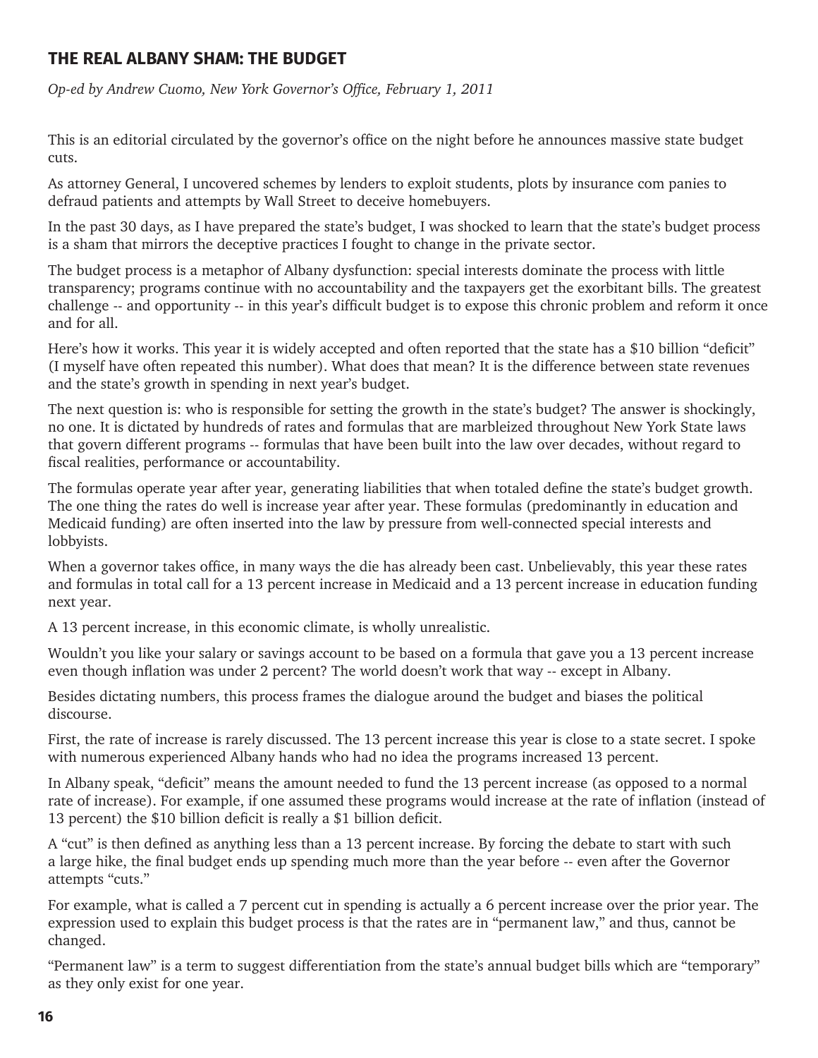## THE REAL ALBANY SHAM: THE BUDGET

*Op-ed by Andrew Cuomo, New York Governor's Office, February 1, 2011*

This is an editorial circulated by the governor's office on the night before he announces massive state budget cuts.

As attorney General, I uncovered schemes by lenders to exploit students, plots by insurance com panies to defraud patients and attempts by Wall Street to deceive homebuyers.

In the past 30 days, as I have prepared the state's budget, I was shocked to learn that the state's budget process is a sham that mirrors the deceptive practices I fought to change in the private sector.

The budget process is a metaphor of Albany dysfunction: special interests dominate the process with little transparency; programs continue with no accountability and the taxpayers get the exorbitant bills. The greatest challenge -- and opportunity -- in this year's difficult budget is to expose this chronic problem and reform it once and for all.

Here's how it works. This year it is widely accepted and often reported that the state has a $10 billion "deficit" (I myself have often repeated this number). What does that mean? It is the difference between state revenues and the state's growth in spending in next year's budget.

The next question is: who is responsible for setting the growth in the state's budget? The answer is shockingly, no one. It is dictated by hundreds of rates and formulas that are marbleized throughout New York State laws that govern different programs -- formulas that have been built into the law over decades, without regard to fiscal realities, performance or accountability.

The formulas operate year after year, generating liabilities that when totaled define the state's budget growth. The one thing the rates do well is increase year after year. These formulas (predominantly in education and Medicaid funding) are often inserted into the law by pressure from well-connected special interests and lobbyists.

When a governor takes office, in many ways the die has already been cast. Unbelievably, this year these rates and formulas in total call for a 13 percent increase in Medicaid and a 13 percent increase in education funding next year.

A 13 percent increase, in this economic climate, is wholly unrealistic.

Wouldn't you like your salary or savings account to be based on a formula that gave you a 13 percent increase even though inflation was under 2 percent? The world doesn't work that way -- except in Albany.

Besides dictating numbers, this process frames the dialogue around the budget and biases the political discourse.

First, the rate of increase is rarely discussed. The 13 percent increase this year is close to a state secret. I spoke with numerous experienced Albany hands who had no idea the programs increased 13 percent.

In Albany speak, "deficit" means the amount needed to fund the 13 percent increase (as opposed to a normal rate of increase). For example, if one assumed these programs would increase at the rate of inflation (instead of 13 percent) the $10 billion deficit is really a $1 billion deficit.

A "cut" is then defined as anything less than a 13 percent increase. By forcing the debate to start with such a large hike, the final budget ends up spending much more than the year before -- even after the Governor attempts "cuts."

For example, what is called a 7 percent cut in spending is actually a 6 percent increase over the prior year. The expression used to explain this budget process is that the rates are in "permanent law," and thus, cannot be changed.

"Permanent law" is a term to suggest differentiation from the state's annual budget bills which are "temporary" as they only exist for one year.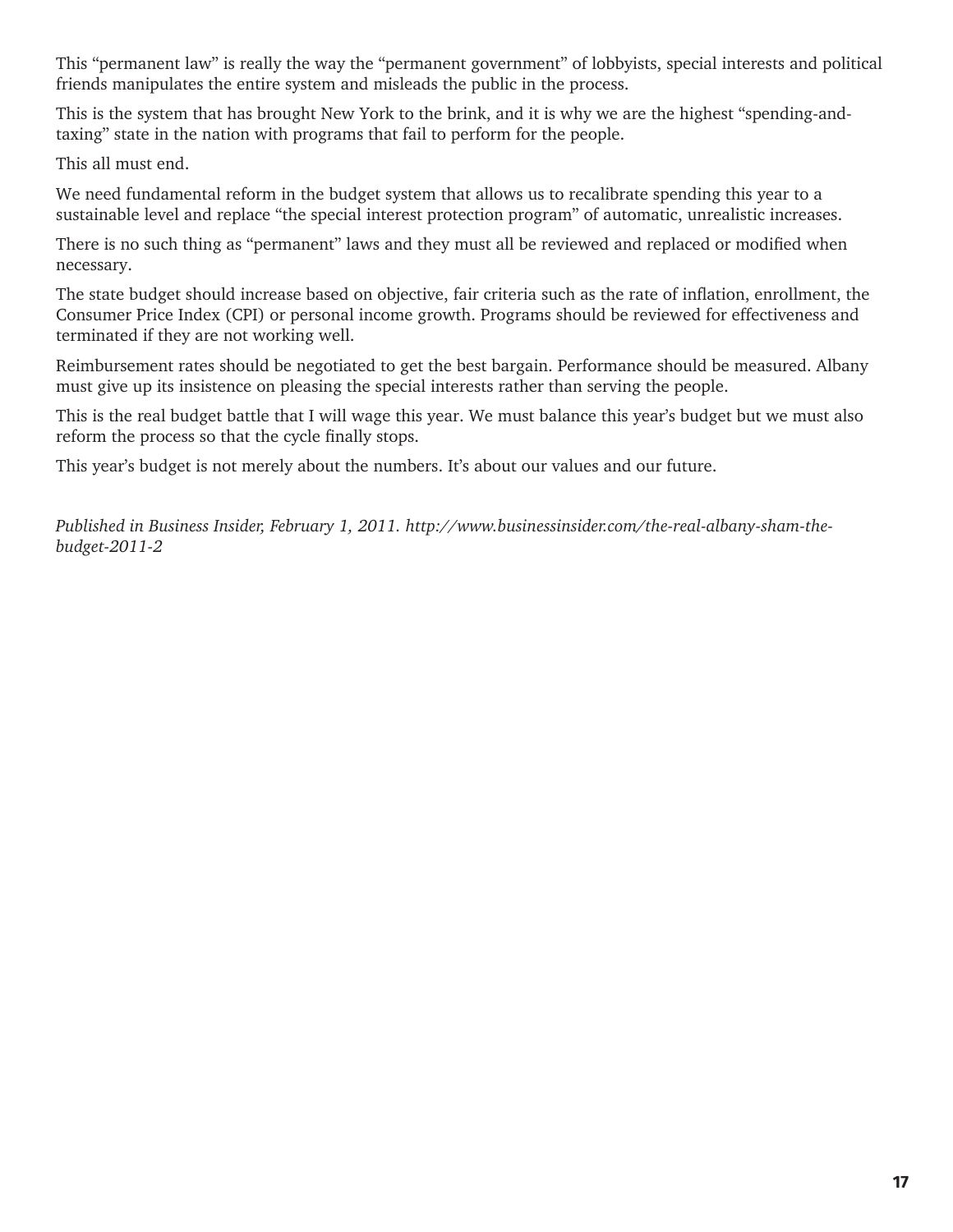This "permanent law" is really the way the "permanent government" of lobbyists, special interests and political friends manipulates the entire system and misleads the public in the process.

This is the system that has brought New York to the brink, and it is why we are the highest "spending-and-taxing" state in the nation with programs that fail to perform for the people.

This all must end.

We need fundamental reform in the budget system that allows us to recalibrate spending this year to a sustainable level and replace "the special interest protection program" of automatic, unrealistic increases.

There is no such thing as "permanent" laws and they must all be reviewed and replaced or modified when necessary.

The state budget should increase based on objective, fair criteria such as the rate of inflation, enrollment, the Consumer Price Index (CPI) or personal income growth. Programs should be reviewed for effectiveness and terminated if they are not working well.

Reimbursement rates should be negotiated to get the best bargain. Performance should be measured. Albany must give up its insistence on pleasing the special interests rather than serving the people.

This is the real budget battle that I will wage this year. We must balance this year's budget but we must also reform the process so that the cycle finally stops.

This year's budget is not merely about the numbers. It's about our values and our future.

*Published in Business Insider, February 1, 2011. http://www.businessinsider.com/the-real-albany-sham-the-budget-2011-2*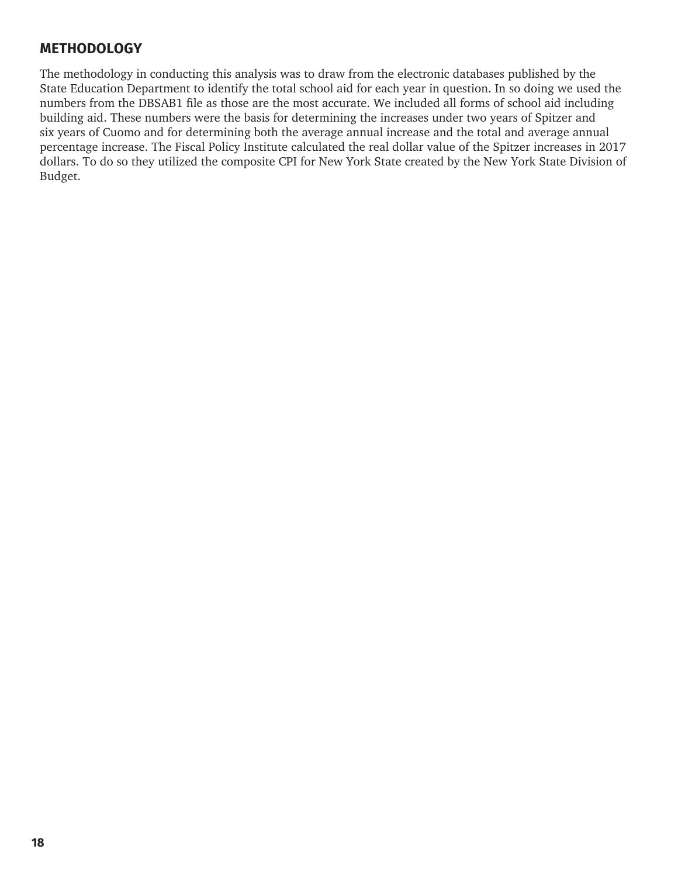## METHODOLOGY

The methodology in conducting this analysis was to draw from the electronic databases published by the State Education Department to identify the total school aid for each year in question. In so doing we used the numbers from the DBSAB1 file as those are the most accurate. We included all forms of school aid including building aid. These numbers were the basis for determining the increases under two years of Spitzer and six years of Cuomo and for determining both the average annual increase and the total and average annual percentage increase. The Fiscal Policy Institute calculated the real dollar value of the Spitzer increases in 2017 dollars. To do so they utilized the composite CPI for New York State created by the New York State Division of Budget.